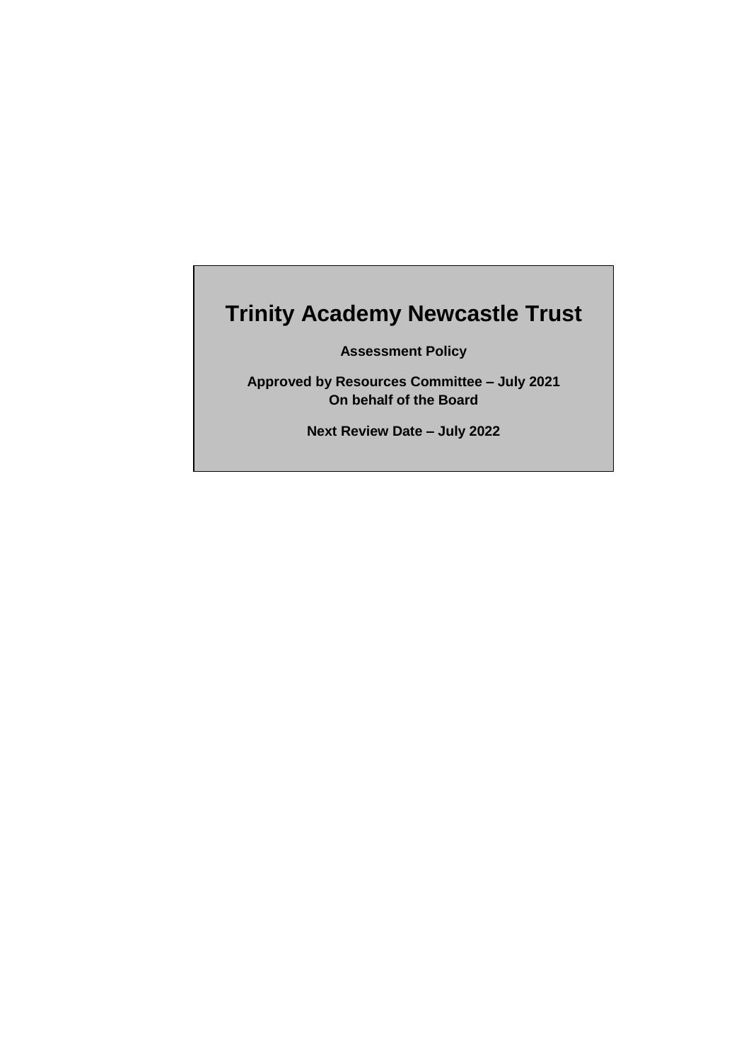# Trinity Academy Newcastle Trust

**Assessment Policy**

**Approved by Resources Committee – July 2021**
**On behalf of the Board**

**Next Review Date – July 2022**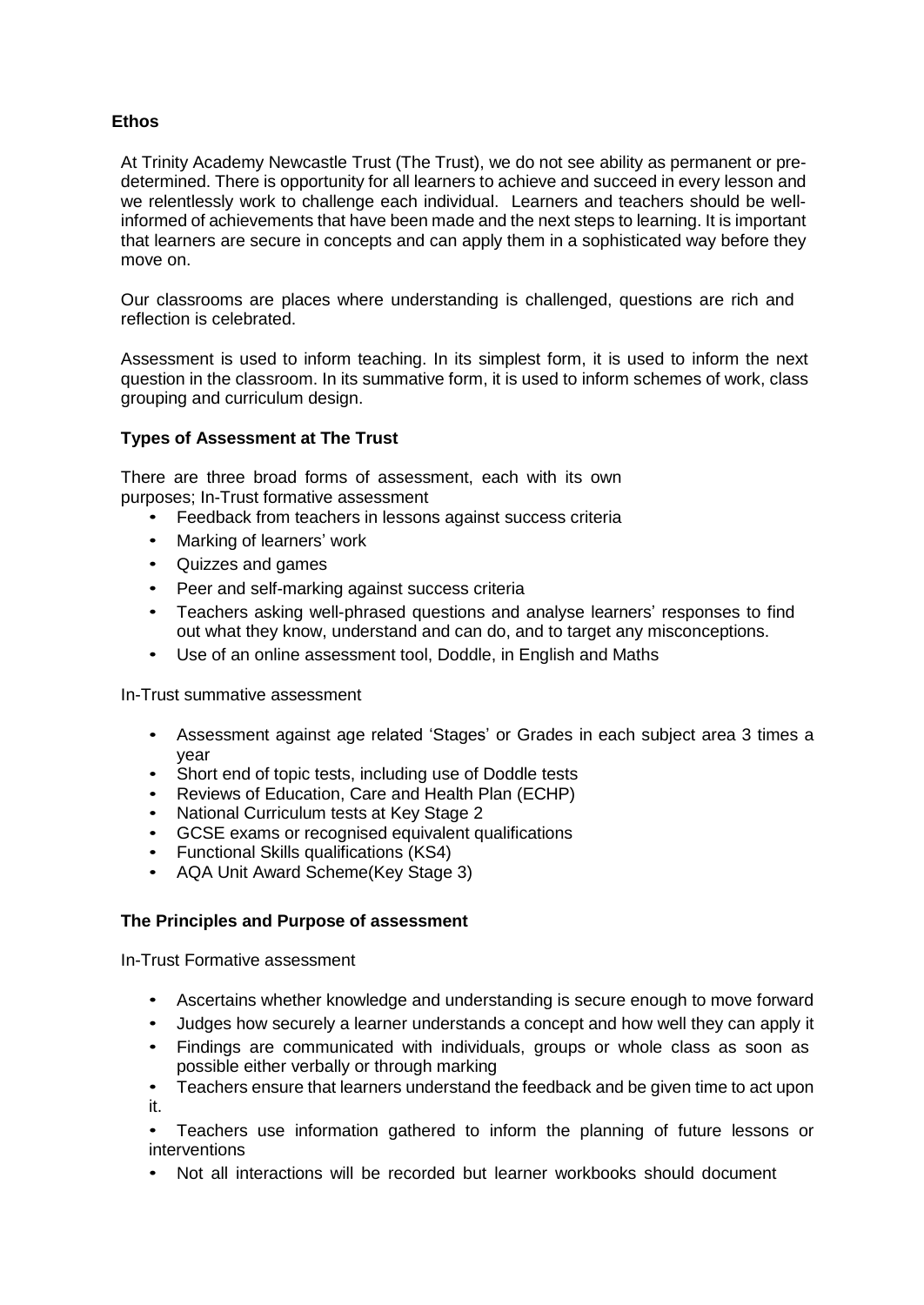**Ethos**

At Trinity Academy Newcastle Trust (The Trust), we do not see ability as permanent or pre-determined. There is opportunity for all learners to achieve and succeed in every lesson and we relentlessly work to challenge each individual. Learners and teachers should be well-informed of achievements that have been made and the next steps to learning. It is important that learners are secure in concepts and can apply them in a sophisticated way before they move on.

Our classrooms are places where understanding is challenged, questions are rich and reflection is celebrated.

Assessment is used to inform teaching. In its simplest form, it is used to inform the next question in the classroom. In its summative form, it is used to inform schemes of work, class grouping and curriculum design.

**Types of Assessment at The Trust**

There are three broad forms of assessment, each with its own purposes; In-Trust formative assessment

- Feedback from teachers in lessons against success criteria
- Marking of learners' work
- Quizzes and games
- Peer and self-marking against success criteria
- Teachers asking well-phrased questions and analyse learners' responses to find out what they know, understand and can do, and to target any misconceptions.
- Use of an online assessment tool, Doddle, in English and Maths

In-Trust summative assessment

- Assessment against age related 'Stages' or Grades in each subject area 3 times a year
- Short end of topic tests, including use of Doddle tests
- Reviews of Education, Care and Health Plan (ECHP)
- National Curriculum tests at Key Stage 2
- GCSE exams or recognised equivalent qualifications
- Functional Skills qualifications (KS4)
- AQA Unit Award Scheme(Key Stage 3)

**The Principles and Purpose of assessment**

In-Trust Formative assessment

- Ascertains whether knowledge and understanding is secure enough to move forward
- Judges how securely a learner understands a concept and how well they can apply it
- Findings are communicated with individuals, groups or whole class as soon as possible either verbally or through marking
- Teachers ensure that learners understand the feedback and be given time to act upon it.
- Teachers use information gathered to inform the planning of future lessons or interventions
- Not all interactions will be recorded but learner workbooks should document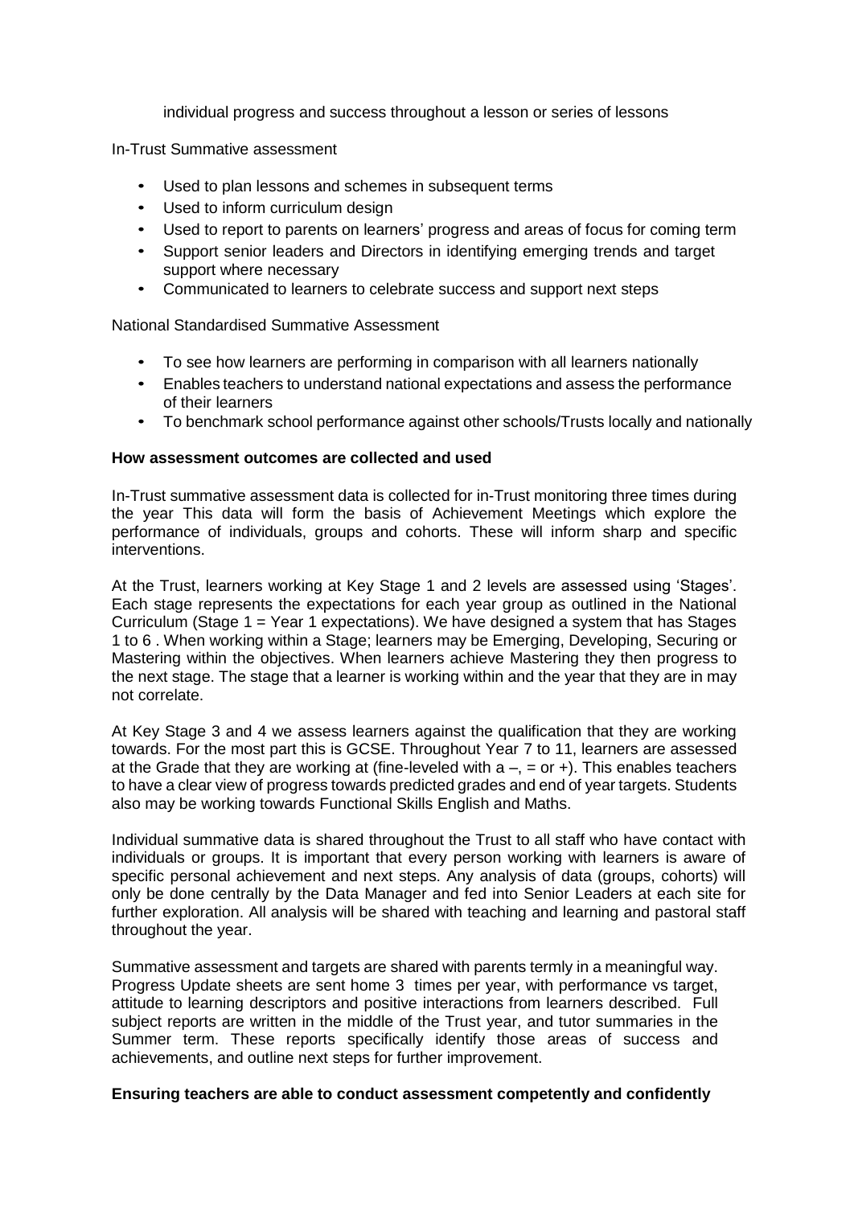individual progress and success throughout a lesson or series of lessons

In-Trust Summative assessment

- Used to plan lessons and schemes in subsequent terms
- Used to inform curriculum design
- Used to report to parents on learners' progress and areas of focus for coming term
- Support senior leaders and Directors in identifying emerging trends and target support where necessary
- Communicated to learners to celebrate success and support next steps

National Standardised Summative Assessment

- To see how learners are performing in comparison with all learners nationally
- Enables teachers to understand national expectations and assess the performance of their learners
- To benchmark school performance against other schools/Trusts locally and nationally

**How assessment outcomes are collected and used**

In-Trust summative assessment data is collected for in-Trust monitoring three times during the year This data will form the basis of Achievement Meetings which explore the performance of individuals, groups and cohorts. These will inform sharp and specific interventions.

At the Trust, learners working at Key Stage 1 and 2 levels are assessed using 'Stages'. Each stage represents the expectations for each year group as outlined in the National Curriculum (Stage 1 = Year 1 expectations). We have designed a system that has Stages 1 to 6 . When working within a Stage; learners may be Emerging, Developing, Securing or Mastering within the objectives. When learners achieve Mastering they then progress to the next stage. The stage that a learner is working within and the year that they are in may not correlate.

At Key Stage 3 and 4 we assess learners against the qualification that they are working towards. For the most part this is GCSE. Throughout Year 7 to 11, learners are assessed at the Grade that they are working at (fine-leveled with a –, = or +). This enables teachers to have a clear view of progress towards predicted grades and end of year targets. Students also may be working towards Functional Skills English and Maths.

Individual summative data is shared throughout the Trust to all staff who have contact with individuals or groups. It is important that every person working with learners is aware of specific personal achievement and next steps. Any analysis of data (groups, cohorts) will only be done centrally by the Data Manager and fed into Senior Leaders at each site for further exploration. All analysis will be shared with teaching and learning and pastoral staff throughout the year.

Summative assessment and targets are shared with parents termly in a meaningful way. Progress Update sheets are sent home 3 times per year, with performance vs target, attitude to learning descriptors and positive interactions from learners described. Full subject reports are written in the middle of the Trust year, and tutor summaries in the Summer term. These reports specifically identify those areas of success and achievements, and outline next steps for further improvement.

**Ensuring teachers are able to conduct assessment competently and confidently**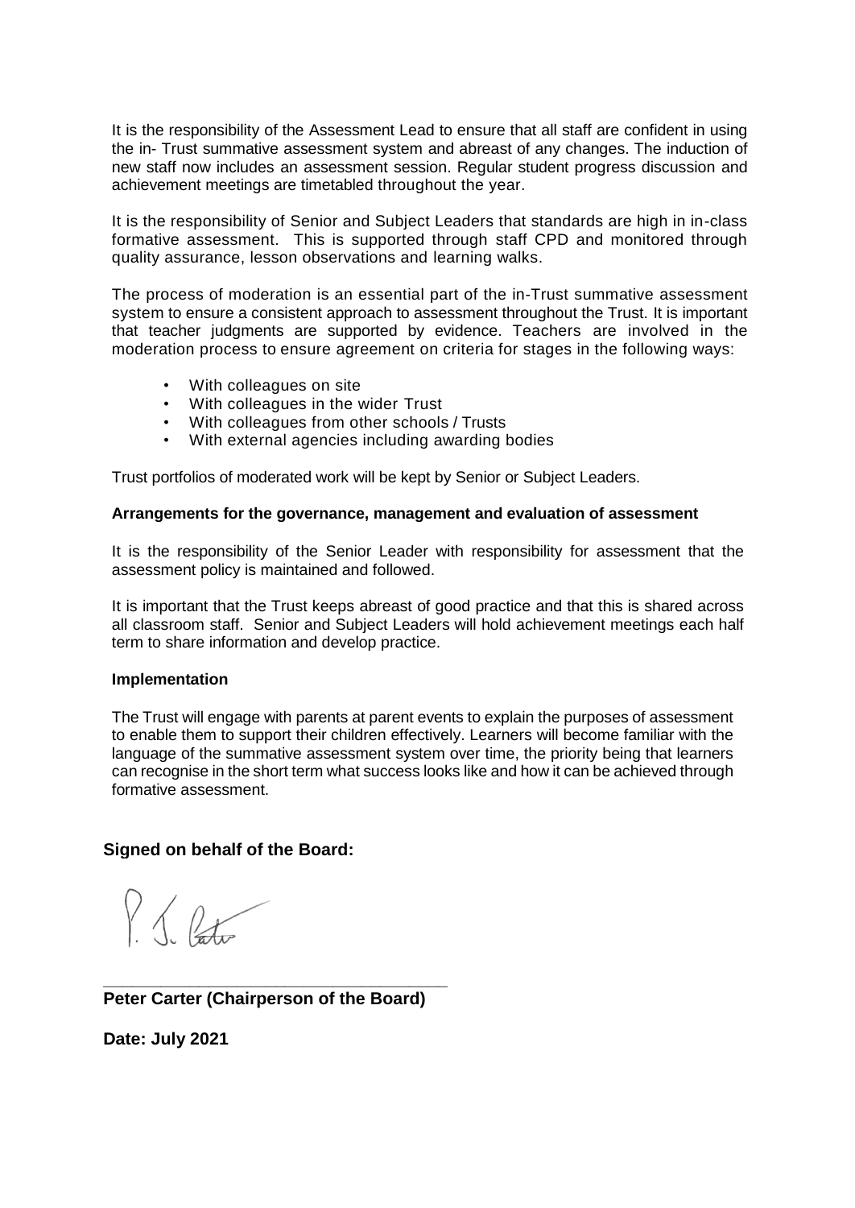It is the responsibility of the Assessment Lead to ensure that all staff are confident in using the in- Trust summative assessment system and abreast of any changes. The induction of new staff now includes an assessment session. Regular student progress discussion and achievement meetings are timetabled throughout the year.

It is the responsibility of Senior and Subject Leaders that standards are high in in-class formative assessment. This is supported through staff CPD and monitored through quality assurance, lesson observations and learning walks.

The process of moderation is an essential part of the in-Trust summative assessment system to ensure a consistent approach to assessment throughout the Trust. It is important that teacher judgments are supported by evidence. Teachers are involved in the moderation process to ensure agreement on criteria for stages in the following ways:

- With colleagues on site
- With colleagues in the wider Trust
- With colleagues from other schools / Trusts
- With external agencies including awarding bodies

Trust portfolios of moderated work will be kept by Senior or Subject Leaders.

**Arrangements for the governance, management and evaluation of assessment**

It is the responsibility of the Senior Leader with responsibility for assessment that the assessment policy is maintained and followed.

It is important that the Trust keeps abreast of good practice and that this is shared across all classroom staff. Senior and Subject Leaders will hold achievement meetings each half term to share information and develop practice.

**Implementation**

The Trust will engage with parents at parent events to explain the purposes of assessment to enable them to support their children effectively. Learners will become familiar with the language of the summative assessment system over time, the priority being that learners can recognise in the short term what success looks like and how it can be achieved through formative assessment.

**Signed on behalf of the Board:**

\_\_\_\_\_\_\_\_\_\_\_\_\_\_\_\_\_\_\_\_\_\_\_\_\_\_\_\_\_\_\_\_\_\_\_\_

**Peter Carter (Chairperson of the Board)**

**Date: July 2021**